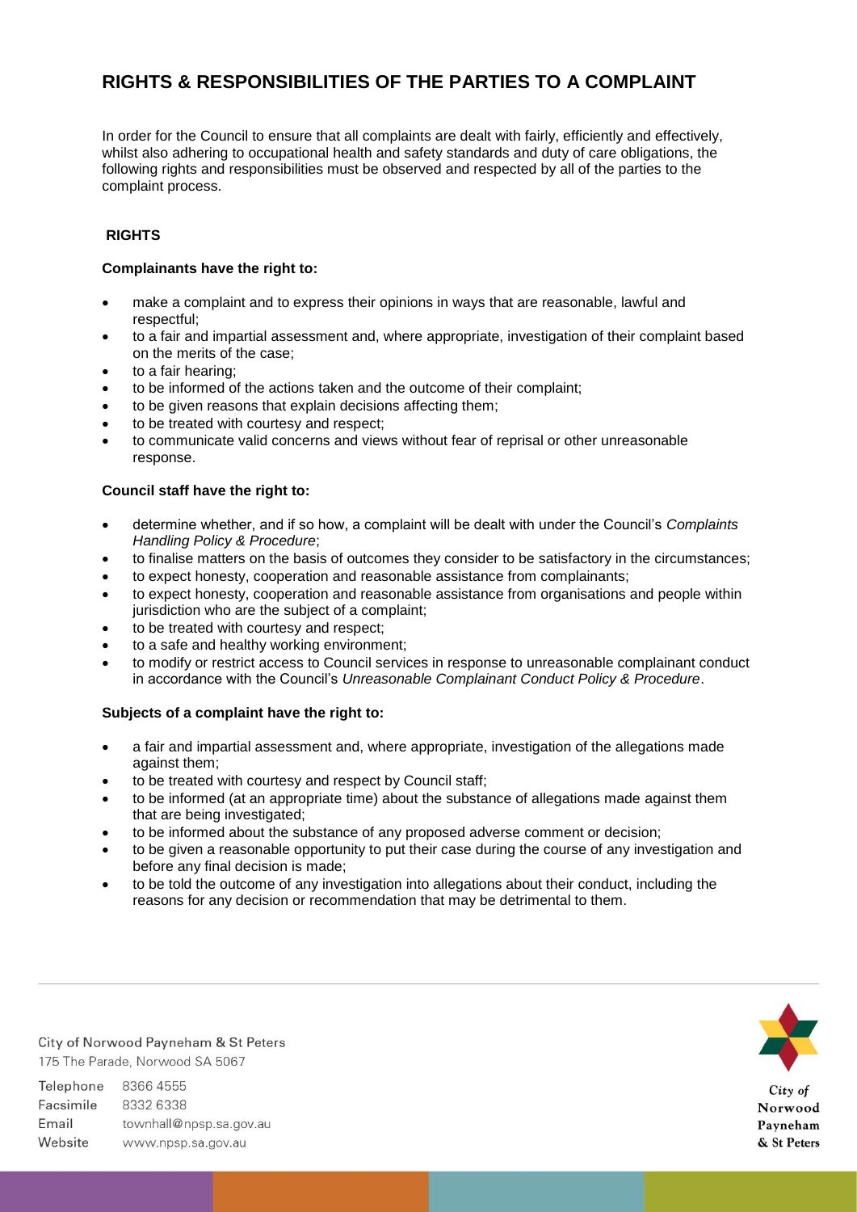# RIGHTS & RESPONSIBILITIES OF THE PARTIES TO A COMPLAINT

In order for the Council to ensure that all complaints are dealt with fairly, efficiently and effectively, whilst also adhering to occupational health and safety standards and duty of care obligations, the following rights and responsibilities must be observed and respected by all of the parties to the complaint process.

## RIGHTS

### Complainants have the right to:

- make a complaint and to express their opinions in ways that are reasonable, lawful and respectful;
- to a fair and impartial assessment and, where appropriate, investigation of their complaint based on the merits of the case;
- to a fair hearing;
- to be informed of the actions taken and the outcome of their complaint;
- to be given reasons that explain decisions affecting them;
- to be treated with courtesy and respect;
- to communicate valid concerns and views without fear of reprisal or other unreasonable response.

### Council staff have the right to:

- determine whether, and if so how, a complaint will be dealt with under the Council's *Complaints Handling Policy & Procedure*;
- to finalise matters on the basis of outcomes they consider to be satisfactory in the circumstances;
- to expect honesty, cooperation and reasonable assistance from complainants;
- to expect honesty, cooperation and reasonable assistance from organisations and people within jurisdiction who are the subject of a complaint;
- to be treated with courtesy and respect;
- to a safe and healthy working environment;
- to modify or restrict access to Council services in response to unreasonable complainant conduct in accordance with the Council's *Unreasonable Complainant Conduct Policy & Procedure*.

### Subjects of a complaint have the right to:

- a fair and impartial assessment and, where appropriate, investigation of the allegations made against them;
- to be treated with courtesy and respect by Council staff;
- to be informed (at an appropriate time) about the substance of allegations made against them that are being investigated;
- to be informed about the substance of any proposed adverse comment or decision;
- to be given a reasonable opportunity to put their case during the course of any investigation and before any final decision is made;
- to be told the outcome of any investigation into allegations about their conduct, including the reasons for any decision or recommendation that may be detrimental to them.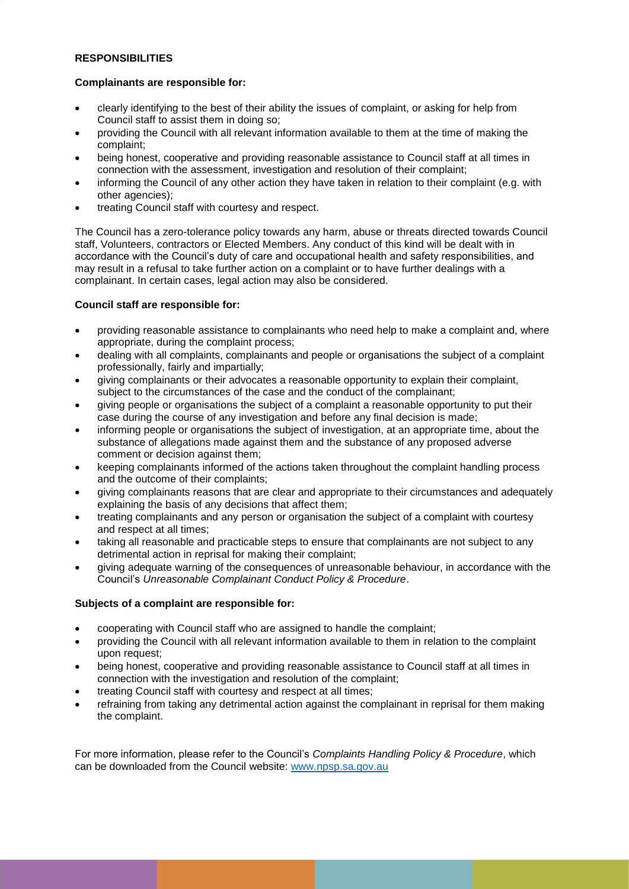## RESPONSIBILITIES

**Complainants are responsible for:**

- clearly identifying to the best of their ability the issues of complaint, or asking for help from Council staff to assist them in doing so;
- providing the Council with all relevant information available to them at the time of making the complaint;
- being honest, cooperative and providing reasonable assistance to Council staff at all times in connection with the assessment, investigation and resolution of their complaint;
- informing the Council of any other action they have taken in relation to their complaint (e.g. with other agencies);
- treating Council staff with courtesy and respect.

The Council has a zero-tolerance policy towards any harm, abuse or threats directed towards Council staff, Volunteers, contractors or Elected Members. Any conduct of this kind will be dealt with in accordance with the Council's duty of care and occupational health and safety responsibilities, and may result in a refusal to take further action on a complaint or to have further dealings with a complainant. In certain cases, legal action may also be considered.

**Council staff are responsible for:**

- providing reasonable assistance to complainants who need help to make a complaint and, where appropriate, during the complaint process;
- dealing with all complaints, complainants and people or organisations the subject of a complaint professionally, fairly and impartially;
- giving complainants or their advocates a reasonable opportunity to explain their complaint, subject to the circumstances of the case and the conduct of the complainant;
- giving people or organisations the subject of a complaint a reasonable opportunity to put their case during the course of any investigation and before any final decision is made;
- informing people or organisations the subject of investigation, at an appropriate time, about the substance of allegations made against them and the substance of any proposed adverse comment or decision against them;
- keeping complainants informed of the actions taken throughout the complaint handling process and the outcome of their complaints;
- giving complainants reasons that are clear and appropriate to their circumstances and adequately explaining the basis of any decisions that affect them;
- treating complainants and any person or organisation the subject of a complaint with courtesy and respect at all times;
- taking all reasonable and practicable steps to ensure that complainants are not subject to any detrimental action in reprisal for making their complaint;
- giving adequate warning of the consequences of unreasonable behaviour, in accordance with the Council's *Unreasonable Complainant Conduct Policy & Procedure*.

**Subjects of a complaint are responsible for:**

- cooperating with Council staff who are assigned to handle the complaint;
- providing the Council with all relevant information available to them in relation to the complaint upon request;
- being honest, cooperative and providing reasonable assistance to Council staff at all times in connection with the investigation and resolution of the complaint;
- treating Council staff with courtesy and respect at all times;
- refraining from taking any detrimental action against the complainant in reprisal for them making the complaint.

For more information, please refer to the Council's *Complaints Handling Policy & Procedure*, which can be downloaded from the Council website: [www.npsp.sa.gov.au](http://www.npsp.sa.gov.au)